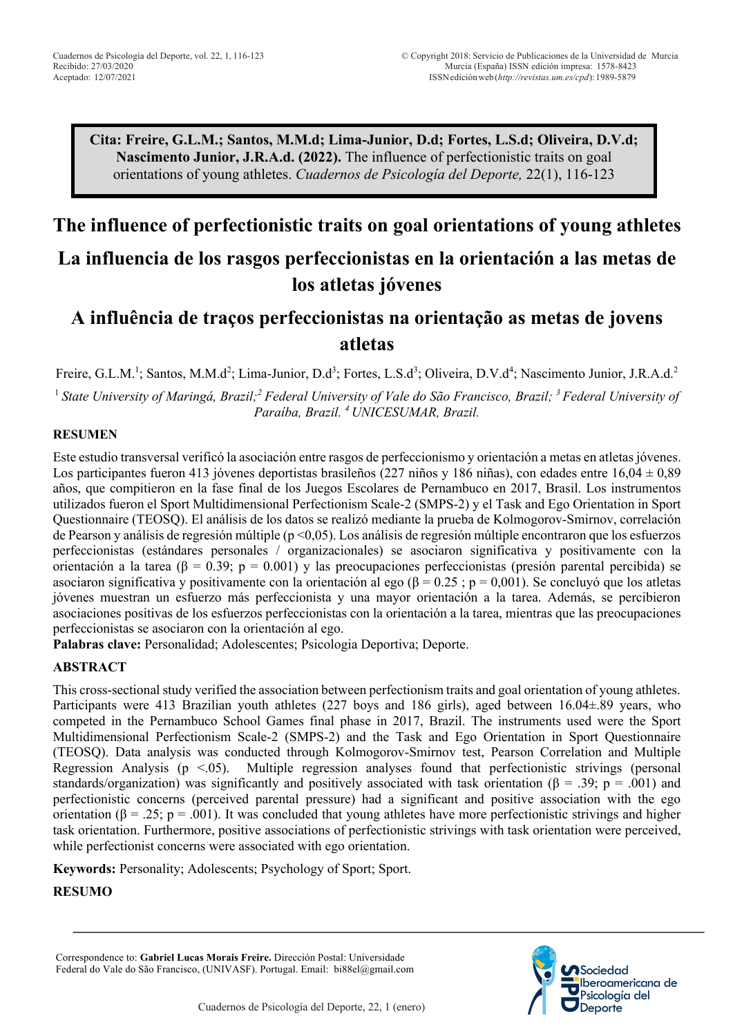**Cita: Freire, G.L.M.; Santos, M.M.d; Lima-Junior, D.d; Fortes, L.S.d; Oliveira, D.V.d; Nascimento Junior, J.R.A.d. (2022).** The influence of perfectionistic traits on goal orientations of young athletes. *Cuadernos de Psicología del Deporte,* 22(1), 116-123

# The influence of perfectionistic traits on goal orientations of young athletes

# La influencia de los rasgos perfeccionistas en la orientación a las metas de los atletas jóvenes

# A influência de traços perfeccionistas na orientação as metas de jovens atletas

Freire, G.L.M.[1]; Santos, M.M.d[2]; Lima-Junior, D.d[3]; Fortes, L.S.d[3]; Oliveira, D.V.d[4]; Nascimento Junior, J.R.A.d.[2]

[1] *State University of Maringá, Brazil;*[2] *Federal University of Vale do São Francisco, Brazil;* [3] *Federal University of Paraíba, Brazil.* [4] *UNICESUMAR, Brazil.*

## RESUMEN

Este estudio transversal verificó la asociación entre rasgos de perfeccionismo y orientación a metas en atletas jóvenes. Los participantes fueron 413 jóvenes deportistas brasileños (227 niños y 186 niñas), con edades entre 16,04 ± 0,89 años, que compitieron en la fase final de los Juegos Escolares de Pernambuco en 2017, Brasil. Los instrumentos utilizados fueron el Sport Multidimensional Perfectionism Scale-2 (SMPS-2) y el Task and Ego Orientation in Sport Questionnaire (TEOSQ). El análisis de los datos se realizó mediante la prueba de Kolmogorov-Smirnov, correlación de Pearson y análisis de regresión múltiple ($p < 0{,}05$). Los análisis de regresión múltiple encontraron que los esfuerzos perfeccionistas (estándares personales / organizacionales) se asociaron significativa y positivamente con la orientación a la tarea ($\beta = 0.39$; $p = 0.001$) y las preocupaciones perfeccionistas (presión parental percibida) se asociaron significativa y positivamente con la orientación al ego ($\beta = 0.25$ ; $p = 0{,}001$). Se concluyó que los atletas jóvenes muestran un esfuerzo más perfeccionista y una mayor orientación a la tarea. Además, se percibieron asociaciones positivas de los esfuerzos perfeccionistas con la orientación a la tarea, mientras que las preocupaciones perfeccionistas se asociaron con la orientación al ego.

**Palabras clave:** Personalidad; Adolescentes; Psicologia Deportiva; Deporte.

## ABSTRACT

This cross-sectional study verified the association between perfectionism traits and goal orientation of young athletes. Participants were 413 Brazilian youth athletes (227 boys and 186 girls), aged between 16.04±.89 years, who competed in the Pernambuco School Games final phase in 2017, Brazil. The instruments used were the Sport Multidimensional Perfectionism Scale-2 (SMPS-2) and the Task and Ego Orientation in Sport Questionnaire (TEOSQ). Data analysis was conducted through Kolmogorov-Smirnov test, Pearson Correlation and Multiple Regression Analysis ($p < .05$). Multiple regression analyses found that perfectionistic strivings (personal standards/organization) was significantly and positively associated with task orientation ($\beta = .39$; $p = .001$) and perfectionistic concerns (perceived parental pressure) had a significant and positive association with the ego orientation ($\beta = .25$; $p = .001$). It was concluded that young athletes have more perfectionistic strivings and higher task orientation. Furthermore, positive associations of perfectionistic strivings with task orientation were perceived, while perfectionist concerns were associated with ego orientation.

**Keywords:** Personality; Adolescents; Psychology of Sport; Sport.

## RESUMO

Correspondence to: **Gabriel Lucas Morais Freire.** Dirección Postal: Universidade Federal do Vale do São Francisco, (UNIVASF). Portugal. Email: bi88el@gmail.com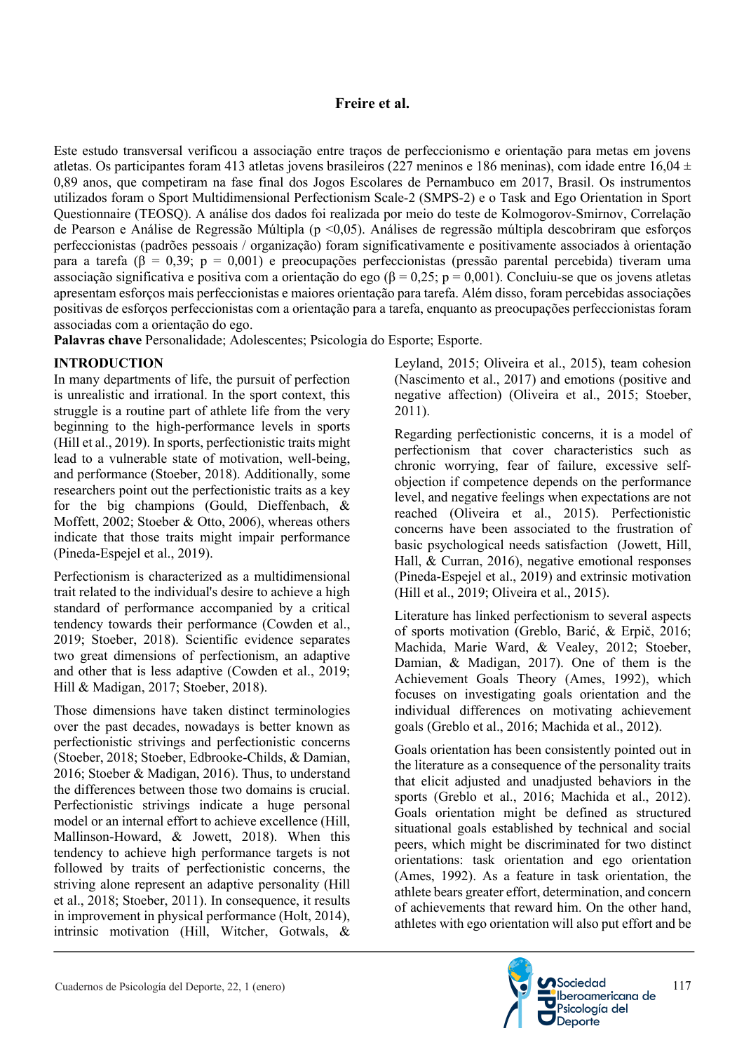Este estudo transversal verificou a associação entre traços de perfeccionismo e orientação para metas em jovens atletas. Os participantes foram 413 atletas jovens brasileiros (227 meninos e 186 meninas), com idade entre 16,04 ± 0,89 anos, que competiram na fase final dos Jogos Escolares de Pernambuco em 2017, Brasil. Os instrumentos utilizados foram o Sport Multidimensional Perfectionism Scale-2 (SMPS-2) e o Task and Ego Orientation in Sport Questionnaire (TEOSQ). A análise dos dados foi realizada por meio do teste de Kolmogorov-Smirnov, Correlação de Pearson e Análise de Regressão Múltipla ($p < 0,05$). Análises de regressão múltipla descobriram que esforços perfeccionistas (padrões pessoais / organização) foram significativamente e positivamente associados à orientação para a tarefa ($\beta = 0,39$; $p = 0,001$) e preocupações perfeccionistas (pressão parental percebida) tiveram uma associação significativa e positiva com a orientação do ego ($\beta = 0,25$; $p = 0,001$). Concluiu-se que os jovens atletas apresentam esforços mais perfeccionistas e maiores orientação para tarefa. Além disso, foram percebidas associações positivas de esforços perfeccionistas com a orientação para a tarefa, enquanto as preocupações perfeccionistas foram associadas com a orientação do ego.

**Palavras chave** Personalidade; Adolescentes; Psicologia do Esporte; Esporte.

## INTRODUCTION

In many departments of life, the pursuit of perfection is unrealistic and irrational. In the sport context, this struggle is a routine part of athlete life from the very beginning to the high-performance levels in sports (Hill et al., 2019). In sports, perfectionistic traits might lead to a vulnerable state of motivation, well-being, and performance (Stoeber, 2018). Additionally, some researchers point out the perfectionistic traits as a key for the big champions (Gould, Dieffenbach, & Moffett, 2002; Stoeber & Otto, 2006), whereas others indicate that those traits might impair performance (Pineda-Espejel et al., 2019).

Perfectionism is characterized as a multidimensional trait related to the individual's desire to achieve a high standard of performance accompanied by a critical tendency towards their performance (Cowden et al., 2019; Stoeber, 2018). Scientific evidence separates two great dimensions of perfectionism, an adaptive and other that is less adaptive (Cowden et al., 2019; Hill & Madigan, 2017; Stoeber, 2018).

Those dimensions have taken distinct terminologies over the past decades, nowadays is better known as perfectionistic strivings and perfectionistic concerns (Stoeber, 2018; Stoeber, Edbrooke-Childs, & Damian, 2016; Stoeber & Madigan, 2016). Thus, to understand the differences between those two domains is crucial. Perfectionistic strivings indicate a huge personal model or an internal effort to achieve excellence (Hill, Mallinson-Howard, & Jowett, 2018). When this tendency to achieve high performance targets is not followed by traits of perfectionistic concerns, the striving alone represent an adaptive personality (Hill et al., 2018; Stoeber, 2011). In consequence, it results in improvement in physical performance (Holt, 2014), intrinsic motivation (Hill, Witcher, Gotwals, & Leyland, 2015; Oliveira et al., 2015), team cohesion (Nascimento et al., 2017) and emotions (positive and negative affection) (Oliveira et al., 2015; Stoeber, 2011).

Regarding perfectionistic concerns, it is a model of perfectionism that cover characteristics such as chronic worrying, fear of failure, excessive self-objection if competence depends on the performance level, and negative feelings when expectations are not reached (Oliveira et al., 2015). Perfectionistic concerns have been associated to the frustration of basic psychological needs satisfaction (Jowett, Hill, Hall, & Curran, 2016), negative emotional responses (Pineda-Espejel et al., 2019) and extrinsic motivation (Hill et al., 2019; Oliveira et al., 2015).

Literature has linked perfectionism to several aspects of sports motivation (Greblo, Barić, & Erpič, 2016; Machida, Marie Ward, & Vealey, 2012; Stoeber, Damian, & Madigan, 2017). One of them is the Achievement Goals Theory (Ames, 1992), which focuses on investigating goals orientation and the individual differences on motivating achievement goals (Greblo et al., 2016; Machida et al., 2012).

Goals orientation has been consistently pointed out in the literature as a consequence of the personality traits that elicit adjusted and unadjusted behaviors in the sports (Greblo et al., 2016; Machida et al., 2012). Goals orientation might be defined as structured situational goals established by technical and social peers, which might be discriminated for two distinct orientations: task orientation and ego orientation (Ames, 1992). As a feature in task orientation, the athlete bears greater effort, determination, and concern of achievements that reward him. On the other hand, athletes with ego orientation will also put effort and be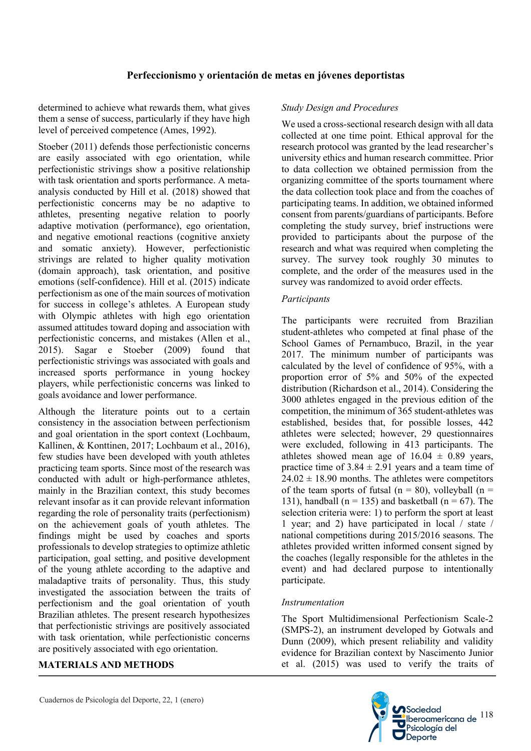determined to achieve what rewards them, what gives them a sense of success, particularly if they have high level of perceived competence (Ames, 1992).

Stoeber (2011) defends those perfectionistic concerns are easily associated with ego orientation, while perfectionistic strivings show a positive relationship with task orientation and sports performance. A meta-analysis conducted by Hill et al. (2018) showed that perfectionistic concerns may be no adaptive to athletes, presenting negative relation to poorly adaptive motivation (performance), ego orientation, and negative emotional reactions (cognitive anxiety and somatic anxiety). However, perfectionistic strivings are related to higher quality motivation (domain approach), task orientation, and positive emotions (self-confidence). Hill et al. (2015) indicate perfectionism as one of the main sources of motivation for success in college's athletes. A European study with Olympic athletes with high ego orientation assumed attitudes toward doping and association with perfectionistic concerns, and mistakes (Allen et al., 2015). Sagar e Stoeber (2009) found that perfectionistic strivings was associated with goals and increased sports performance in young hockey players, while perfectionistic concerns was linked to goals avoidance and lower performance.

Although the literature points out to a certain consistency in the association between perfectionism and goal orientation in the sport context (Lochbaum, Kallinen, & Konttinen, 2017; Lochbaum et al., 2016), few studies have been developed with youth athletes practicing team sports. Since most of the research was conducted with adult or high-performance athletes, mainly in the Brazilian context, this study becomes relevant insofar as it can provide relevant information regarding the role of personality traits (perfectionism) on the achievement goals of youth athletes. The findings might be used by coaches and sports professionals to develop strategies to optimize athletic participation, goal setting, and positive development of the young athlete according to the adaptive and maladaptive traits of personality. Thus, this study investigated the association between the traits of perfectionism and the goal orientation of youth Brazilian athletes. The present research hypothesizes that perfectionistic strivings are positively associated with task orientation, while perfectionistic concerns are positively associated with ego orientation.

## MATERIALS AND METHODS

### *Study Design and Procedures*

We used a cross-sectional research design with all data collected at one time point. Ethical approval for the research protocol was granted by the lead researcher's university ethics and human research committee. Prior to data collection we obtained permission from the organizing committee of the sports tournament where the data collection took place and from the coaches of participating teams. In addition, we obtained informed consent from parents/guardians of participants. Before completing the study survey, brief instructions were provided to participants about the purpose of the research and what was required when completing the survey. The survey took roughly 30 minutes to complete, and the order of the measures used in the survey was randomized to avoid order effects.

### *Participants*

The participants were recruited from Brazilian student-athletes who competed at final phase of the School Games of Pernambuco, Brazil, in the year 2017. The minimum number of participants was calculated by the level of confidence of 95%, with a proportion error of 5% and 50% of the expected distribution (Richardson et al., 2014). Considering the 3000 athletes engaged in the previous edition of the competition, the minimum of 365 student-athletes was established, besides that, for possible losses, 442 athletes were selected; however, 29 questionnaires were excluded, following in 413 participants. The athletes showed mean age of 16.04 ± 0.89 years, practice time of 3.84 ± 2.91 years and a team time of 24.02 ± 18.90 months. The athletes were competitors of the team sports of futsal (n = 80), volleyball (n = 131), handball (n = 135) and basketball (n = 67). The selection criteria were: 1) to perform the sport at least 1 year; and 2) have participated in local / state / national competitions during 2015/2016 seasons. The athletes provided written informed consent signed by the coaches (legally responsible for the athletes in the event) and had declared purpose to intentionally participate.

### *Instrumentation*

The Sport Multidimensional Perfectionism Scale-2 (SMPS-2), an instrument developed by Gotwals and Dunn (2009), which present reliability and validity evidence for Brazilian context by Nascimento Junior et al. (2015) was used to verify the traits of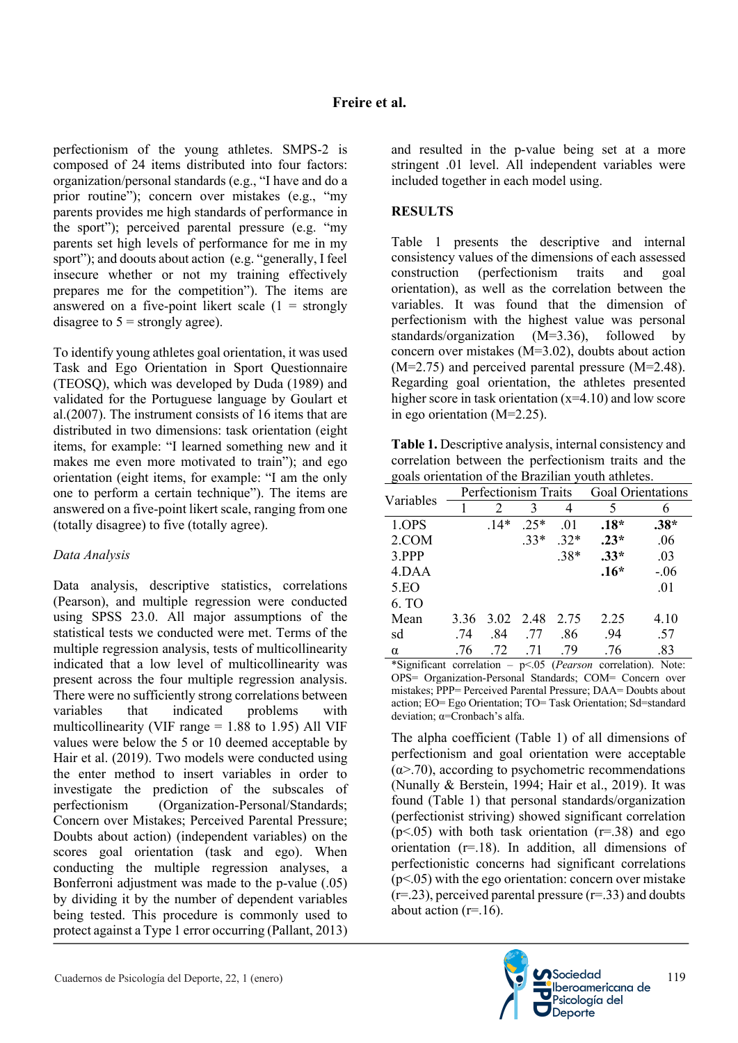perfectionism of the young athletes. SMPS-2 is composed of 24 items distributed into four factors: organization/personal standards (e.g., "I have and do a prior routine"); concern over mistakes (e.g., "my parents provides me high standards of performance in the sport"); perceived parental pressure (e.g. "my parents set high levels of performance for me in my sport"); and doouts about action (e.g. "generally, I feel insecure whether or not my training effectively prepares me for the competition"). The items are answered on a five-point likert scale (1 = strongly disagree to 5 = strongly agree).

To identify young athletes goal orientation, it was used Task and Ego Orientation in Sport Questionnaire (TEOSQ), which was developed by Duda (1989) and validated for the Portuguese language by Goulart et al.(2007). The instrument consists of 16 items that are distributed in two dimensions: task orientation (eight items, for example: "I learned something new and it makes me even more motivated to train"); and ego orientation (eight items, for example: "I am the only one to perform a certain technique"). The items are answered on a five-point likert scale, ranging from one (totally disagree) to five (totally agree).

*Data Analysis*

Data analysis, descriptive statistics, correlations (Pearson), and multiple regression were conducted using SPSS 23.0. All major assumptions of the statistical tests we conducted were met. Terms of the multiple regression analysis, tests of multicollinearity indicated that a low level of multicollinearity was present across the four multiple regression analysis. There were no sufficiently strong correlations between variables that indicated problems with multicollinearity (VIF range = 1.88 to 1.95) All VIF values were below the 5 or 10 deemed acceptable by Hair et al. (2019). Two models were conducted using the enter method to insert variables in order to investigate the prediction of the subscales of perfectionism (Organization-Personal/Standards; Concern over Mistakes; Perceived Parental Pressure; Doubts about action) (independent variables) on the scores goal orientation (task and ego). When conducting the multiple regression analyses, a Bonferroni adjustment was made to the p-value (.05) by dividing it by the number of dependent variables being tested. This procedure is commonly used to protect against a Type 1 error occurring (Pallant, 2013) and resulted in the p-value being set at a more stringent .01 level. All independent variables were included together in each model using.

## RESULTS

Table 1 presents the descriptive and internal consistency values of the dimensions of each assessed construction (perfectionism traits and goal orientation), as well as the correlation between the variables. It was found that the dimension of perfectionism with the highest value was personal standards/organization (M=3.36), followed by concern over mistakes (M=3.02), doubts about action (M=2.75) and perceived parental pressure (M=2.48). Regarding goal orientation, the athletes presented higher score in task orientation (x=4.10) and low score in ego orientation (M=2.25).

**Table 1.** Descriptive analysis, internal consistency and correlation between the perfectionism traits and the goals orientation of the Brazilian youth athletes.

| Variables | Perfectionism Traits | | | | Goal Orientations | |
|---|---|---|---|---|---|---|
| | 1 | 2 | 3 | 4 | 5 | 6 |
| 1.OPS | | .14* | .25* | .01 | **.18*** | **.38*** |
| 2.COM | | | .33* | .32* | **.23*** | .06 |
| 3.PPP | | | | .38* | **.33*** | .03 |
| 4.DAA | | | | | **.16*** | -.06 |
| 5.EO | | | | | | .01 |
| 6. TO | | | | | | |
| Mean | 3.36 | 3.02 | 2.48 | 2.75 | 2.25 | 4.10 |
| sd | .74 | .84 | .77 | .86 | .94 | .57 |
| α | .76 | .72 | .71 | .79 | .76 | .83 |

*Significant correlation – p<.05 (*Pearson* correlation). Note: OPS= Organization-Personal Standards; COM= Concern over mistakes; PPP= Perceived Parental Pressure; DAA= Doubts about action; EO= Ego Orientation; TO= Task Orientation; Sd=standard deviation; α=Cronbach's alfa.

The alpha coefficient (Table 1) of all dimensions of perfectionism and goal orientation were acceptable (α>.70), according to psychometric recommendations (Nunally & Berstein, 1994; Hair et al., 2019). It was found (Table 1) that personal standards/organization (perfectionist striving) showed significant correlation (p<.05) with both task orientation (r=.38) and ego orientation (r=.18). In addition, all dimensions of perfectionistic concerns had significant correlations (p<.05) with the ego orientation: concern over mistake (r=.23), perceived parental pressure (r=.33) and doubts about action (r=.16).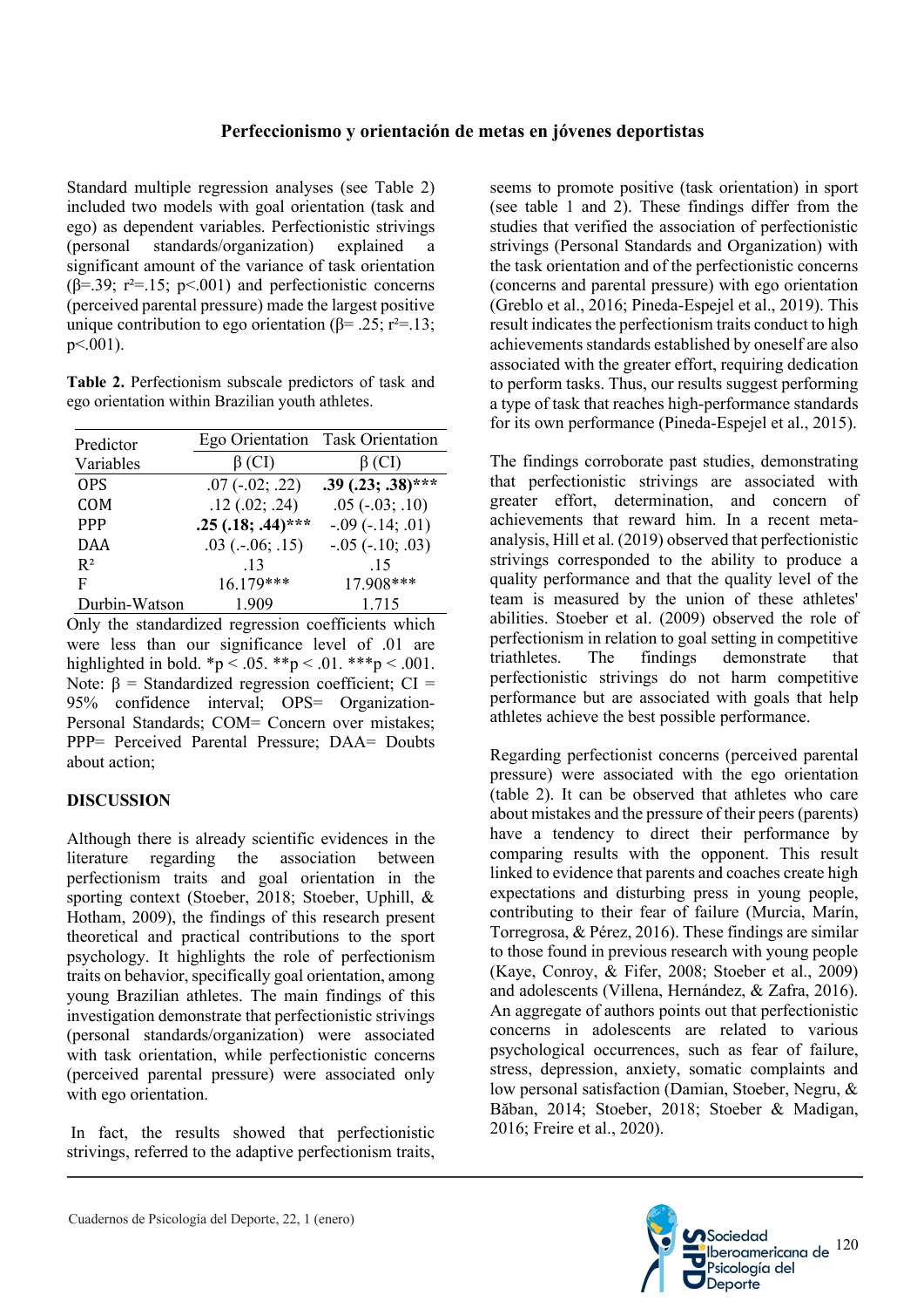Standard multiple regression analyses (see Table 2) included two models with goal orientation (task and ego) as dependent variables. Perfectionistic strivings (personal standards/organization) explained a significant amount of the variance of task orientation (β=.39; $r^2$=.15; p<.001) and perfectionistic concerns (perceived parental pressure) made the largest positive unique contribution to ego orientation (β= .25; $r^2$=.13; p<.001).

**Table 2.** Perfectionism subscale predictors of task and ego orientation within Brazilian youth athletes.

| Predictor Variables | Ego Orientation β (CI) | Task Orientation β (CI) |
|---|---|---|
| OPS | .07 (-.02; .22) | **.39 (.23; .38)*** ** |
| COM | .12 (.02; .24) | .05 (-.03; .10) |
| PPP | **.25 (.18; .44)*** ** | -.09 (-.14; .01) |
| DAA | .03 (.-.06; .15) | -.05 (-.10; .03) |
| $R^2$ | .13 | .15 |
| F | 16.179*** | 17.908*** |
| Durbin-Watson | 1.909 | 1.715 |

Only the standardized regression coefficients which were less than our significance level of .01 are highlighted in bold. *p < .05. **p < .01. ***p < .001. Note: β = Standardized regression coefficient; CI = 95% confidence interval; OPS= Organization-Personal Standards; COM= Concern over mistakes; PPP= Perceived Parental Pressure; DAA= Doubts about action;

## DISCUSSION

Although there is already scientific evidences in the literature regarding the association between perfectionism traits and goal orientation in the sporting context (Stoeber, 2018; Stoeber, Uphill, & Hotham, 2009), the findings of this research present theoretical and practical contributions to the sport psychology. It highlights the role of perfectionism traits on behavior, specifically goal orientation, among young Brazilian athletes. The main findings of this investigation demonstrate that perfectionistic strivings (personal standards/organization) were associated with task orientation, while perfectionistic concerns (perceived parental pressure) were associated only with ego orientation.

In fact, the results showed that perfectionistic strivings, referred to the adaptive perfectionism traits, seems to promote positive (task orientation) in sport (see table 1 and 2). These findings differ from the studies that verified the association of perfectionistic strivings (Personal Standards and Organization) with the task orientation and of the perfectionistic concerns (concerns and parental pressure) with ego orientation (Greblo et al., 2016; Pineda-Espejel et al., 2019). This result indicates the perfectionism traits conduct to high achievements standards established by oneself are also associated with the greater effort, requiring dedication to perform tasks. Thus, our results suggest performing a type of task that reaches high-performance standards for its own performance (Pineda-Espejel et al., 2015).

The findings corroborate past studies, demonstrating that perfectionistic strivings are associated with greater effort, determination, and concern of achievements that reward him. In a recent meta-analysis, Hill et al. (2019) observed that perfectionistic strivings corresponded to the ability to produce a quality performance and that the quality level of the team is measured by the union of these athletes' abilities. Stoeber et al. (2009) observed the role of perfectionism in relation to goal setting in competitive triathletes. The findings demonstrate that perfectionistic strivings do not harm competitive performance but are associated with goals that help athletes achieve the best possible performance.

Regarding perfectionist concerns (perceived parental pressure) were associated with the ego orientation (table 2). It can be observed that athletes who care about mistakes and the pressure of their peers (parents) have a tendency to direct their performance by comparing results with the opponent. This result linked to evidence that parents and coaches create high expectations and disturbing press in young people, contributing to their fear of failure (Murcia, Marín, Torregrosa, & Pérez, 2016). These findings are similar to those found in previous research with young people (Kaye, Conroy, & Fifer, 2008; Stoeber et al., 2009) and adolescents (Villena, Hernández, & Zafra, 2016). An aggregate of authors points out that perfectionistic concerns in adolescents are related to various psychological occurrences, such as fear of failure, stress, depression, anxiety, somatic complaints and low personal satisfaction (Damian, Stoeber, Negru, & Băban, 2014; Stoeber, 2018; Stoeber & Madigan, 2016; Freire et al., 2020).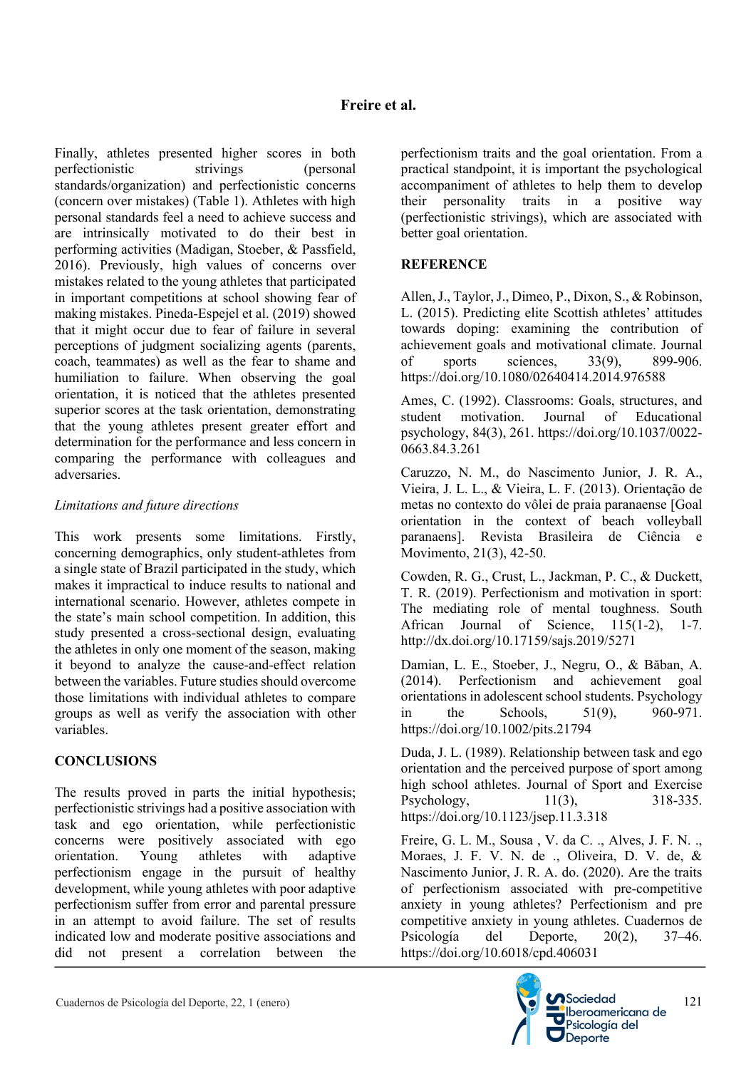Finally, athletes presented higher scores in both perfectionistic strivings (personal standards/organization) and perfectionistic concerns (concern over mistakes) (Table 1). Athletes with high personal standards feel a need to achieve success and are intrinsically motivated to do their best in performing activities (Madigan, Stoeber, & Passfield, 2016). Previously, high values of concerns over mistakes related to the young athletes that participated in important competitions at school showing fear of making mistakes. Pineda-Espejel et al. (2019) showed that it might occur due to fear of failure in several perceptions of judgment socializing agents (parents, coach, teammates) as well as the fear to shame and humiliation to failure. When observing the goal orientation, it is noticed that the athletes presented superior scores at the task orientation, demonstrating that the young athletes present greater effort and determination for the performance and less concern in comparing the performance with colleagues and adversaries.

*Limitations and future directions*

This work presents some limitations. Firstly, concerning demographics, only student-athletes from a single state of Brazil participated in the study, which makes it impractical to induce results to national and international scenario. However, athletes compete in the state's main school competition. In addition, this study presented a cross-sectional design, evaluating the athletes in only one moment of the season, making it beyond to analyze the cause-and-effect relation between the variables. Future studies should overcome those limitations with individual athletes to compare groups as well as verify the association with other variables.

## CONCLUSIONS

The results proved in parts the initial hypothesis; perfectionistic strivings had a positive association with task and ego orientation, while perfectionistic concerns were positively associated with ego orientation. Young athletes with adaptive perfectionism engage in the pursuit of healthy development, while young athletes with poor adaptive perfectionism suffer from error and parental pressure in an attempt to avoid failure. The set of results indicated low and moderate positive associations and did not present a correlation between the perfectionism traits and the goal orientation. From a practical standpoint, it is important the psychological accompaniment of athletes to help them to develop their personality traits in a positive way (perfectionistic strivings), which are associated with better goal orientation.

## REFERENCE

Allen, J., Taylor, J., Dimeo, P., Dixon, S., & Robinson, L. (2015). Predicting elite Scottish athletes' attitudes towards doping: examining the contribution of achievement goals and motivational climate. Journal of sports sciences, 33(9), 899-906. https://doi.org/10.1080/02640414.2014.976588

Ames, C. (1992). Classrooms: Goals, structures, and student motivation. Journal of Educational psychology, 84(3), 261. https://doi.org/10.1037/0022-0663.84.3.261

Caruzzo, N. M., do Nascimento Junior, J. R. A., Vieira, J. L. L., & Vieira, L. F. (2013). Orientação de metas no contexto do vôlei de praia paranaense [Goal orientation in the context of beach volleyball paranaens]. Revista Brasileira de Ciência e Movimento, 21(3), 42-50.

Cowden, R. G., Crust, L., Jackman, P. C., & Duckett, T. R. (2019). Perfectionism and motivation in sport: The mediating role of mental toughness. South African Journal of Science, 115(1-2), 1-7. http://dx.doi.org/10.17159/sajs.2019/5271

Damian, L. E., Stoeber, J., Negru, O., & Băban, A. (2014). Perfectionism and achievement goal orientations in adolescent school students. Psychology in the Schools, 51(9), 960-971. https://doi.org/10.1002/pits.21794

Duda, J. L. (1989). Relationship between task and ego orientation and the perceived purpose of sport among high school athletes. Journal of Sport and Exercise Psychology, 11(3), 318-335. https://doi.org/10.1123/jsep.11.3.318

Freire, G. L. M., Sousa , V. da C. ., Alves, J. F. N. ., Moraes, J. F. V. N. de ., Oliveira, D. V. de, & Nascimento Junior, J. R. A. do. (2020). Are the traits of perfectionism associated with pre-competitive anxiety in young athletes? Perfectionism and pre competitive anxiety in young athletes. Cuadernos de Psicología del Deporte, 20(2), 37–46. https://doi.org/10.6018/cpd.406031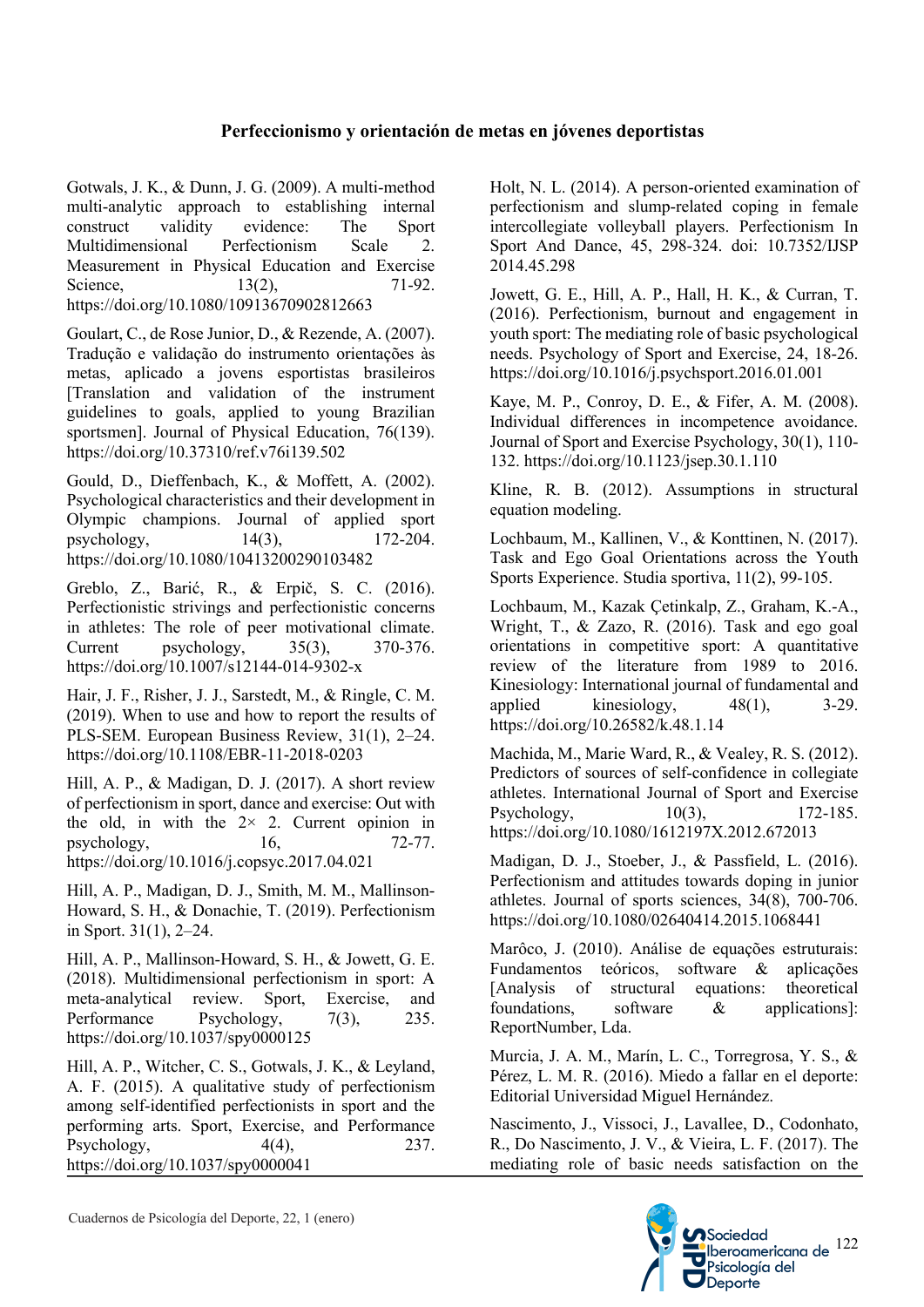Gotwals, J. K., & Dunn, J. G. (2009). A multi-method multi-analytic approach to establishing internal construct validity evidence: The Sport Multidimensional Perfectionism Scale 2. Measurement in Physical Education and Exercise Science, 13(2), 71-92. https://doi.org/10.1080/10913670902812663

Goulart, C., de Rose Junior, D., & Rezende, A. (2007). Tradução e validação do instrumento orientações às metas, aplicado a jovens esportistas brasileiros [Translation and validation of the instrument guidelines to goals, applied to young Brazilian sportsmen]. Journal of Physical Education, 76(139). https://doi.org/10.37310/ref.v76i139.502

Gould, D., Dieffenbach, K., & Moffett, A. (2002). Psychological characteristics and their development in Olympic champions. Journal of applied sport psychology, 14(3), 172-204. https://doi.org/10.1080/10413200290103482

Greblo, Z., Barić, R., & Erpič, S. C. (2016). Perfectionistic strivings and perfectionistic concerns in athletes: The role of peer motivational climate. Current psychology, 35(3), 370-376. https://doi.org/10.1007/s12144-014-9302-x

Hair, J. F., Risher, J. J., Sarstedt, M., & Ringle, C. M. (2019). When to use and how to report the results of PLS-SEM. European Business Review, 31(1), 2–24. https://doi.org/10.1108/EBR-11-2018-0203

Hill, A. P., & Madigan, D. J. (2017). A short review of perfectionism in sport, dance and exercise: Out with the old, in with the 2× 2. Current opinion in psychology, 16, 72-77. https://doi.org/10.1016/j.copsyc.2017.04.021

Hill, A. P., Madigan, D. J., Smith, M. M., Mallinson-Howard, S. H., & Donachie, T. (2019). Perfectionism in Sport. 31(1), 2–24.

Hill, A. P., Mallinson-Howard, S. H., & Jowett, G. E. (2018). Multidimensional perfectionism in sport: A meta-analytical review. Sport, Exercise, and Performance Psychology, 7(3), 235. https://doi.org/10.1037/spy0000125

Hill, A. P., Witcher, C. S., Gotwals, J. K., & Leyland, A. F. (2015). A qualitative study of perfectionism among self-identified perfectionists in sport and the performing arts. Sport, Exercise, and Performance Psychology, 4(4), 237. https://doi.org/10.1037/spy0000041

Holt, N. L. (2014). A person-oriented examination of perfectionism and slump-related coping in female intercollegiate volleyball players. Perfectionism In Sport And Dance, 45, 298-324. doi: 10.7352/IJSP 2014.45.298

Jowett, G. E., Hill, A. P., Hall, H. K., & Curran, T. (2016). Perfectionism, burnout and engagement in youth sport: The mediating role of basic psychological needs. Psychology of Sport and Exercise, 24, 18-26. https://doi.org/10.1016/j.psychsport.2016.01.001

Kaye, M. P., Conroy, D. E., & Fifer, A. M. (2008). Individual differences in incompetence avoidance. Journal of Sport and Exercise Psychology, 30(1), 110-132. https://doi.org/10.1123/jsep.30.1.110

Kline, R. B. (2012). Assumptions in structural equation modeling.

Lochbaum, M., Kallinen, V., & Konttinen, N. (2017). Task and Ego Goal Orientations across the Youth Sports Experience. Studia sportiva, 11(2), 99-105.

Lochbaum, M., Kazak Çetinkalp, Z., Graham, K.-A., Wright, T., & Zazo, R. (2016). Task and ego goal orientations in competitive sport: A quantitative review of the literature from 1989 to 2016. Kinesiology: International journal of fundamental and applied kinesiology, 48(1), 3-29. https://doi.org/10.26582/k.48.1.14

Machida, M., Marie Ward, R., & Vealey, R. S. (2012). Predictors of sources of self-confidence in collegiate athletes. International Journal of Sport and Exercise Psychology, 10(3), 172-185. https://doi.org/10.1080/1612197X.2012.672013

Madigan, D. J., Stoeber, J., & Passfield, L. (2016). Perfectionism and attitudes towards doping in junior athletes. Journal of sports sciences, 34(8), 700-706. https://doi.org/10.1080/02640414.2015.1068441

Marôco, J. (2010). Análise de equações estruturais: Fundamentos teóricos, software & aplicações [Analysis of structural equations: theoretical foundations, software & applications]: ReportNumber, Lda.

Murcia, J. A. M., Marín, L. C., Torregrosa, Y. S., & Pérez, L. M. R. (2016). Miedo a fallar en el deporte: Editorial Universidad Miguel Hernández.

Nascimento, J., Vissoci, J., Lavallee, D., Codonhato, R., Do Nascimento, J. V., & Vieira, L. F. (2017). The mediating role of basic needs satisfaction on the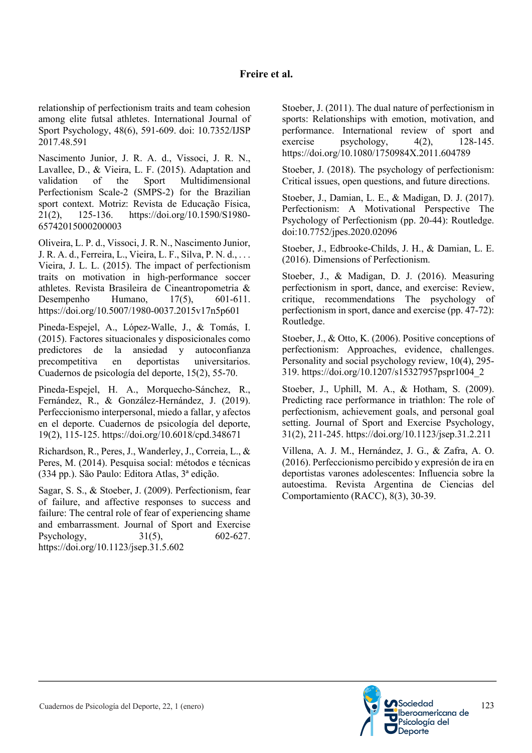relationship of perfectionism traits and team cohesion among elite futsal athletes. International Journal of Sport Psychology, 48(6), 591-609. doi: 10.7352/IJSP 2017.48.591

Nascimento Junior, J. R. A. d., Vissoci, J. R. N., Lavallee, D., & Vieira, L. F. (2015). Adaptation and validation of the Sport Multidimensional Perfectionism Scale-2 (SMPS-2) for the Brazilian sport context. Motriz: Revista de Educação Física, 21(2), 125-136. https://doi.org/10.1590/S1980-65742015000200003

Oliveira, L. P. d., Vissoci, J. R. N., Nascimento Junior, J. R. A. d., Ferreira, L., Vieira, L. F., Silva, P. N. d., . . . Vieira, J. L. L. (2015). The impact of perfectionism traits on motivation in high-performance soccer athletes. Revista Brasileira de Cineantropometria & Desempenho Humano, 17(5), 601-611. https://doi.org/10.5007/1980-0037.2015v17n5p601

Pineda-Espejel, A., López-Walle, J., & Tomás, I. (2015). Factores situacionales y disposicionales como predictores de la ansiedad y autoconfianza precompetitiva en deportistas universitarios. Cuadernos de psicología del deporte, 15(2), 55-70.

Pineda-Espejel, H. A., Morquecho-Sánchez, R., Fernández, R., & González-Hernández, J. (2019). Perfeccionismo interpersonal, miedo a fallar, y afectos en el deporte. Cuadernos de psicología del deporte, 19(2), 115-125. https://doi.org/10.6018/cpd.348671

Richardson, R., Peres, J., Wanderley, J., Correia, L., & Peres, M. (2014). Pesquisa social: métodos e técnicas (334 pp.). São Paulo: Editora Atlas, 3ª edição.

Sagar, S. S., & Stoeber, J. (2009). Perfectionism, fear of failure, and affective responses to success and failure: The central role of fear of experiencing shame and embarrassment. Journal of Sport and Exercise Psychology, 31(5), 602-627. https://doi.org/10.1123/jsep.31.5.602

Stoeber, J. (2011). The dual nature of perfectionism in sports: Relationships with emotion, motivation, and performance. International review of sport and exercise psychology, 4(2), 128-145. https://doi.org/10.1080/1750984X.2011.604789

Stoeber, J. (2018). The psychology of perfectionism: Critical issues, open questions, and future directions.

Stoeber, J., Damian, L. E., & Madigan, D. J. (2017). Perfectionism: A Motivational Perspective The Psychology of Perfectionism (pp. 20-44): Routledge. doi:10.7752/jpes.2020.02096

Stoeber, J., Edbrooke-Childs, J. H., & Damian, L. E. (2016). Dimensions of Perfectionism.

Stoeber, J., & Madigan, D. J. (2016). Measuring perfectionism in sport, dance, and exercise: Review, critique, recommendations The psychology of perfectionism in sport, dance and exercise (pp. 47-72): Routledge.

Stoeber, J., & Otto, K. (2006). Positive conceptions of perfectionism: Approaches, evidence, challenges. Personality and social psychology review, 10(4), 295-319. https://doi.org/10.1207/s15327957pspr1004_2

Stoeber, J., Uphill, M. A., & Hotham, S. (2009). Predicting race performance in triathlon: The role of perfectionism, achievement goals, and personal goal setting. Journal of Sport and Exercise Psychology, 31(2), 211-245. https://doi.org/10.1123/jsep.31.2.211

Villena, A. J. M., Hernández, J. G., & Zafra, A. O. (2016). Perfeccionismo percibido y expresión de ira en deportistas varones adolescentes: Influencia sobre la autoestima. Revista Argentina de Ciencias del Comportamiento (RACC), 8(3), 30-39.